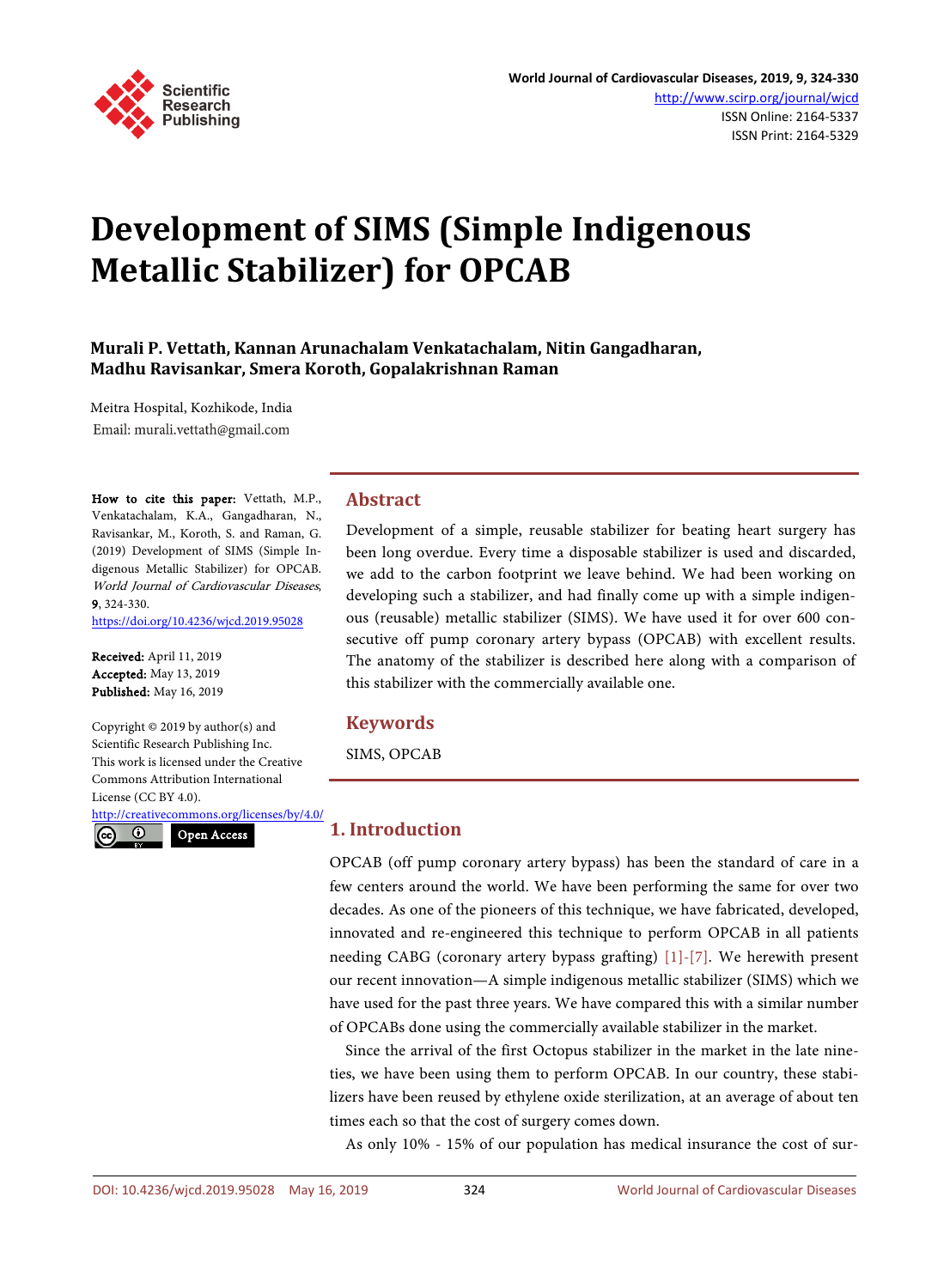# Development of SIMS (Simple Indigenous Metallic Stabilizer) for OPCAB

**Murali P. Vettath, Kannan Arunachalam Venkatachalam, Nitin Gangadharan, Madhu Ravisankar, Smera Koroth, Gopalakrishnan Raman**

Meitra Hospital, Kozhikode, India
Email: murali.vettath@gmail.com

**How to cite this paper:** Vettath, M.P., Venkatachalam, K.A., Gangadharan, N., Ravisankar, M., Koroth, S. and Raman, G. (2019) Development of SIMS (Simple Indigenous Metallic Stabilizer) for OPCAB. *World Journal of Cardiovascular Diseases*, **9**, 324-330.
https://doi.org/10.4236/wjcd.2019.95028

**Received:** April 11, 2019
**Accepted:** May 13, 2019
**Published:** May 16, 2019

Copyright © 2019 by author(s) and Scientific Research Publishing Inc.
This work is licensed under the Creative Commons Attribution International License (CC BY 4.0).
http://creativecommons.org/licenses/by/4.0/
Open Access

## Abstract

Development of a simple, reusable stabilizer for beating heart surgery has been long overdue. Every time a disposable stabilizer is used and discarded, we add to the carbon footprint we leave behind. We had been working on developing such a stabilizer, and had finally come up with a simple indigenous (reusable) metallic stabilizer (SIMS). We have used it for over 600 consecutive off pump coronary artery bypass (OPCAB) with excellent results. The anatomy of the stabilizer is described here along with a comparison of this stabilizer with the commercially available one.

## Keywords

SIMS, OPCAB

## 1. Introduction

OPCAB (off pump coronary artery bypass) has been the standard of care in a few centers around the world. We have been performing the same for over two decades. As one of the pioneers of this technique, we have fabricated, developed, innovated and re-engineered this technique to perform OPCAB in all patients needing CABG (coronary artery bypass grafting) [1]-[7]. We herewith present our recent innovation—A simple indigenous metallic stabilizer (SIMS) which we have used for the past three years. We have compared this with a similar number of OPCABs done using the commercially available stabilizer in the market.

Since the arrival of the first Octopus stabilizer in the market in the late nineties, we have been using them to perform OPCAB. In our country, these stabilizers have been reused by ethylene oxide sterilization, at an average of about ten times each so that the cost of surgery comes down.

As only 10% - 15% of our population has medical insurance the cost of sur-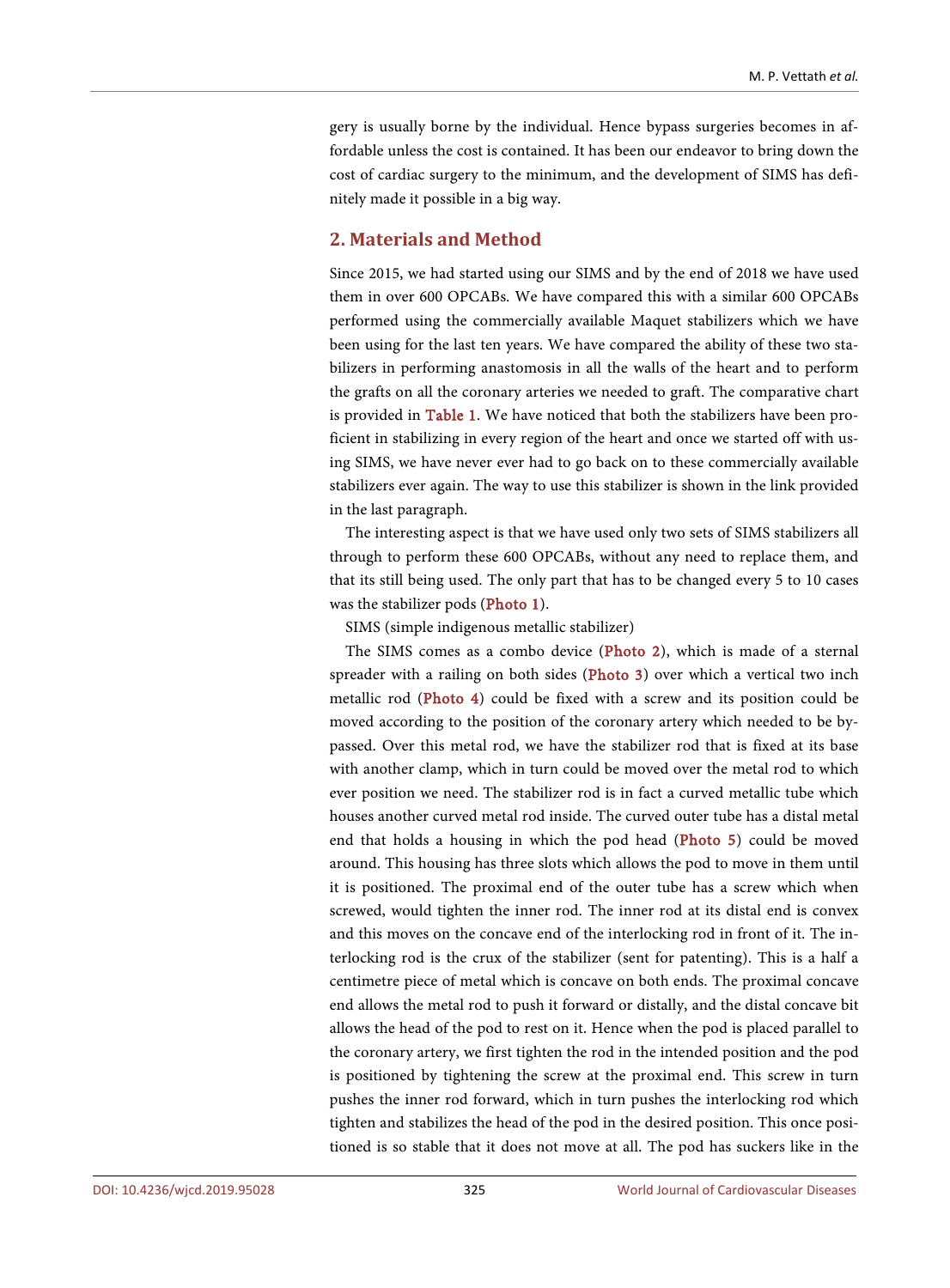gery is usually borne by the individual. Hence bypass surgeries becomes in affordable unless the cost is contained. It has been our endeavor to bring down the cost of cardiac surgery to the minimum, and the development of SIMS has definitely made it possible in a big way.

## 2. Materials and Method

Since 2015, we had started using our SIMS and by the end of 2018 we have used them in over 600 OPCABs. We have compared this with a similar 600 OPCABs performed using the commercially available Maquet stabilizers which we have been using for the last ten years. We have compared the ability of these two stabilizers in performing anastomosis in all the walls of the heart and to perform the grafts on all the coronary arteries we needed to graft. The comparative chart is provided in Table 1. We have noticed that both the stabilizers have been proficient in stabilizing in every region of the heart and once we started off with using SIMS, we have never ever had to go back on to these commercially available stabilizers ever again. The way to use this stabilizer is shown in the link provided in the last paragraph.

The interesting aspect is that we have used only two sets of SIMS stabilizers all through to perform these 600 OPCABs, without any need to replace them, and that its still being used. The only part that has to be changed every 5 to 10 cases was the stabilizer pods (Photo 1).

SIMS (simple indigenous metallic stabilizer)

The SIMS comes as a combo device (Photo 2), which is made of a sternal spreader with a railing on both sides (Photo 3) over which a vertical two inch metallic rod (Photo 4) could be fixed with a screw and its position could be moved according to the position of the coronary artery which needed to be bypassed. Over this metal rod, we have the stabilizer rod that is fixed at its base with another clamp, which in turn could be moved over the metal rod to which ever position we need. The stabilizer rod is in fact a curved metallic tube which houses another curved metal rod inside. The curved outer tube has a distal metal end that holds a housing in which the pod head (Photo 5) could be moved around. This housing has three slots which allows the pod to move in them until it is positioned. The proximal end of the outer tube has a screw which when screwed, would tighten the inner rod. The inner rod at its distal end is convex and this moves on the concave end of the interlocking rod in front of it. The interlocking rod is the crux of the stabilizer (sent for patenting). This is a half a centimetre piece of metal which is concave on both ends. The proximal concave end allows the metal rod to push it forward or distally, and the distal concave bit allows the head of the pod to rest on it. Hence when the pod is placed parallel to the coronary artery, we first tighten the rod in the intended position and the pod is positioned by tightening the screw at the proximal end. This screw in turn pushes the inner rod forward, which in turn pushes the interlocking rod which tighten and stabilizes the head of the pod in the desired position. This once positioned is so stable that it does not move at all. The pod has suckers like in the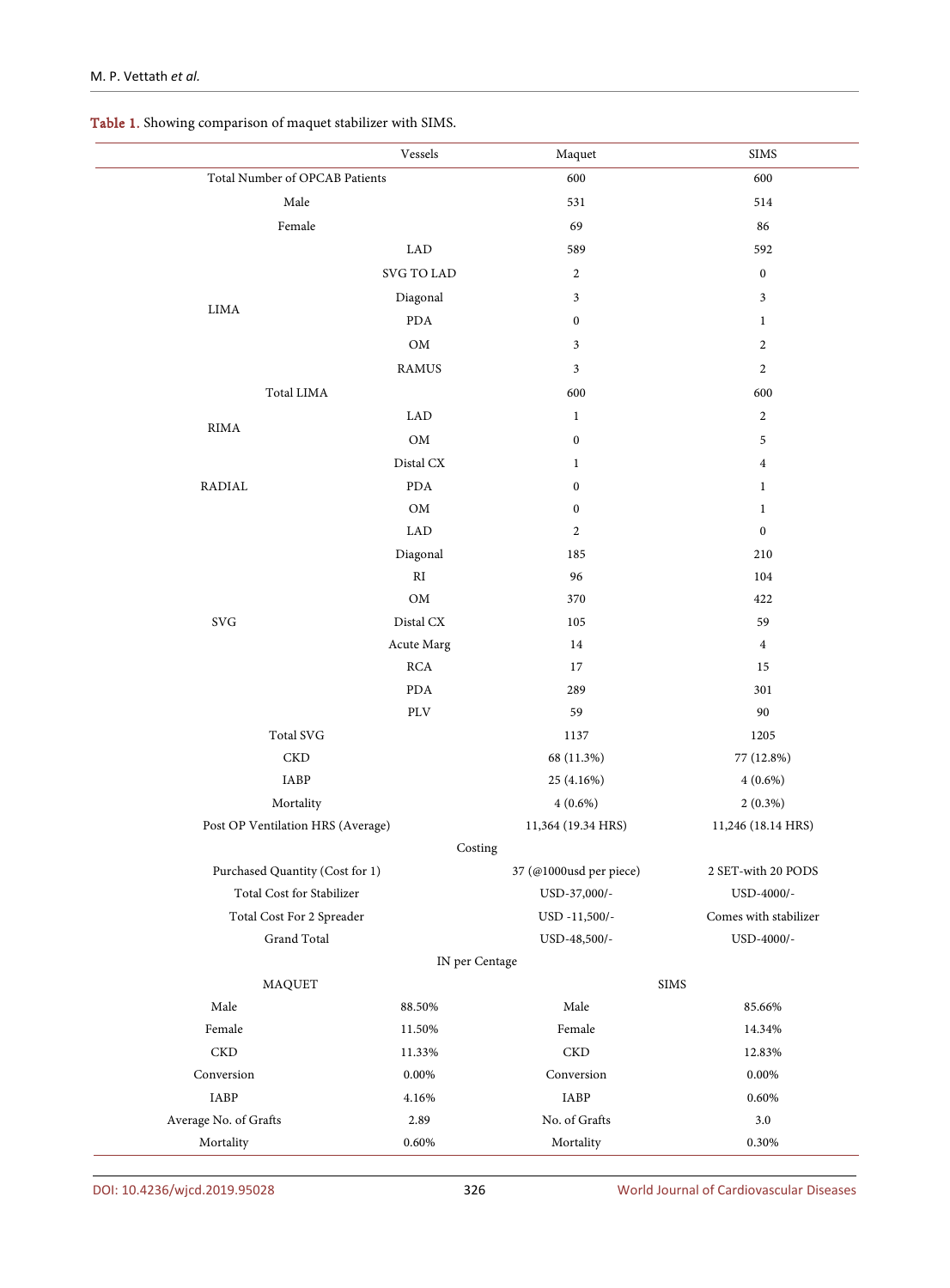**Table 1.** Showing comparison of maquet stabilizer with SIMS.

| | Vessels | Maquet | SIMS |
|---|---|---|---|
| Total Number of OPCAB Patients | | 600 | 600 |
| Male | | 531 | 514 |
| Female | | 69 | 86 |
| LIMA | LAD | 589 | 592 |
| | SVG TO LAD | 2 | 0 |
| | Diagonal | 3 | 3 |
| | PDA | 0 | 1 |
| | OM | 3 | 2 |
| | RAMUS | 3 | 2 |
| Total LIMA | | 600 | 600 |
| RIMA | LAD | 1 | 2 |
| | OM | 0 | 5 |
| RADIAL | Distal CX | 1 | 4 |
| | PDA | 0 | 1 |
| | OM | 0 | 1 |
| SVG | LAD | 2 | 0 |
| | Diagonal | 185 | 210 |
| | RI | 96 | 104 |
| | OM | 370 | 422 |
| | Distal CX | 105 | 59 |
| | Acute Marg | 14 | 4 |
| | RCA | 17 | 15 |
| | PDA | 289 | 301 |
| | PLV | 59 | 90 |
| Total SVG | | 1137 | 1205 |
| CKD | | 68 (11.3%) | 77 (12.8%) |
| IABP | | 25 (4.16%) | 4 (0.6%) |
| Mortality | | 4 (0.6%) | 2 (0.3%) |
| Post OP Ventilation HRS (Average) | | 11,364 (19.34 HRS) | 11,246 (18.14 HRS) |
| Costing | | | |
| Purchased Quantity (Cost for 1) | | 37 (@1000usd per piece) | 2 SET-with 20 PODS |
| Total Cost for Stabilizer | | USD-37,000/- | USD-4000/- |
| Total Cost For 2 Spreader | | USD -11,500/- | Comes with stabilizer |
| Grand Total | | USD-48,500/- | USD-4000/- |
| IN per Centage | | | |
| MAQUET | | SIMS | |
| Male | 88.50% | Male | 85.66% |
| Female | 11.50% | Female | 14.34% |
| CKD | 11.33% | CKD | 12.83% |
| Conversion | 0.00% | Conversion | 0.00% |
| IABP | 4.16% | IABP | 0.60% |
| Average No. of Grafts | 2.89 | No. of Grafts | 3.0 |
| Mortality | 0.60% | Mortality | 0.30% |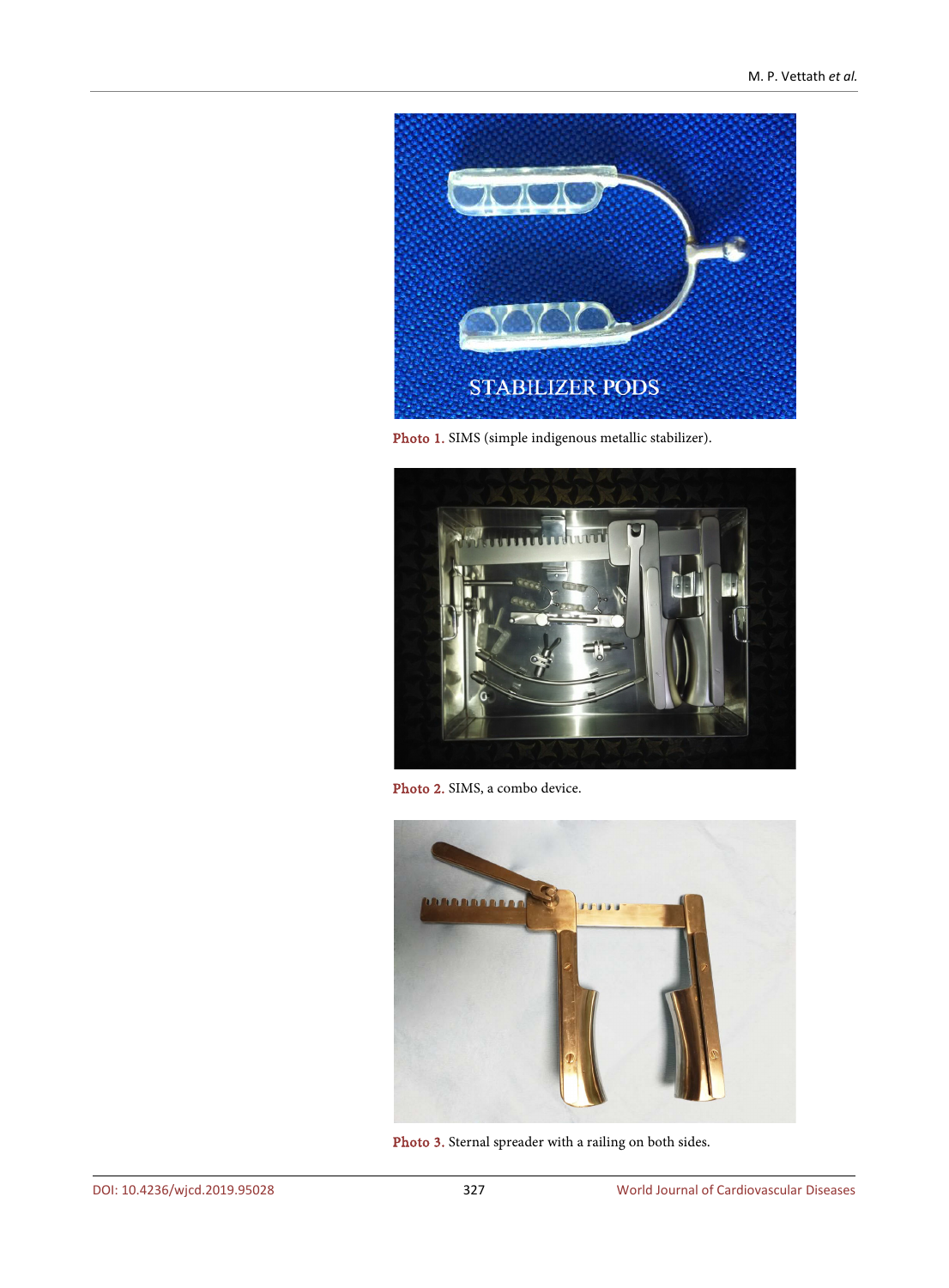Photo 1. SIMS (simple indigenous metallic stabilizer).

Photo 2. SIMS, a combo device.

Photo 3. Sternal spreader with a railing on both sides.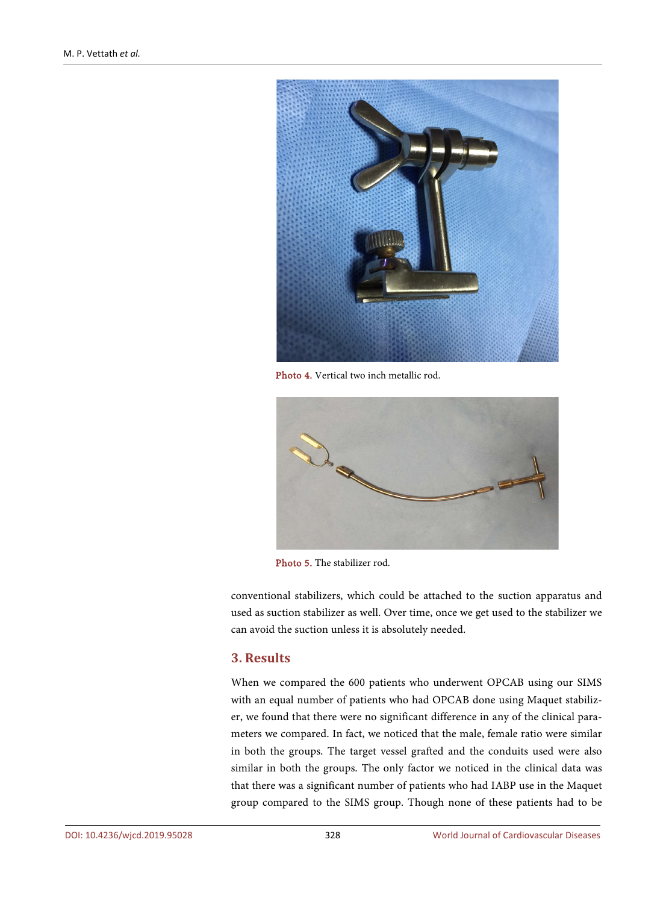Photo 4. Vertical two inch metallic rod.

Photo 5. The stabilizer rod.

conventional stabilizers, which could be attached to the suction apparatus and used as suction stabilizer as well. Over time, once we get used to the stabilizer we can avoid the suction unless it is absolutely needed.

## 3. Results

When we compared the 600 patients who underwent OPCAB using our SIMS with an equal number of patients who had OPCAB done using Maquet stabilizer, we found that there were no significant difference in any of the clinical parameters we compared. In fact, we noticed that the male, female ratio were similar in both the groups. The target vessel grafted and the conduits used were also similar in both the groups. The only factor we noticed in the clinical data was that there was a significant number of patients who had IABP use in the Maquet group compared to the SIMS group. Though none of these patients had to be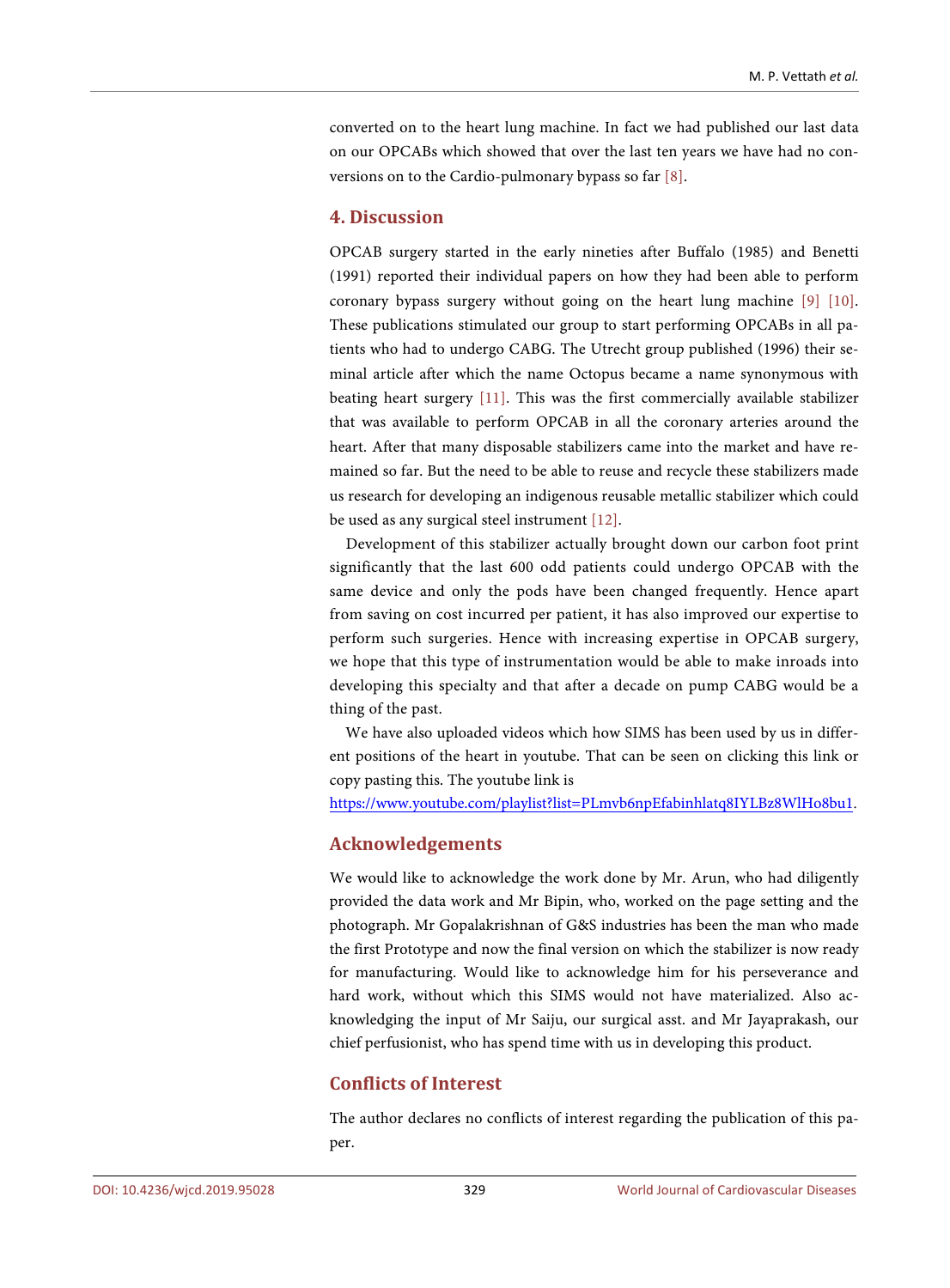converted on to the heart lung machine. In fact we had published our last data on our OPCABs which showed that over the last ten years we have had no conversions on to the Cardio-pulmonary bypass so far [8].

## 4. Discussion

OPCAB surgery started in the early nineties after Buffalo (1985) and Benetti (1991) reported their individual papers on how they had been able to perform coronary bypass surgery without going on the heart lung machine [9] [10]. These publications stimulated our group to start performing OPCABs in all patients who had to undergo CABG. The Utrecht group published (1996) their seminal article after which the name Octopus became a name synonymous with beating heart surgery [11]. This was the first commercially available stabilizer that was available to perform OPCAB in all the coronary arteries around the heart. After that many disposable stabilizers came into the market and have remained so far. But the need to be able to reuse and recycle these stabilizers made us research for developing an indigenous reusable metallic stabilizer which could be used as any surgical steel instrument [12].

Development of this stabilizer actually brought down our carbon foot print significantly that the last 600 odd patients could undergo OPCAB with the same device and only the pods have been changed frequently. Hence apart from saving on cost incurred per patient, it has also improved our expertise to perform such surgeries. Hence with increasing expertise in OPCAB surgery, we hope that this type of instrumentation would be able to make inroads into developing this specialty and that after a decade on pump CABG would be a thing of the past.

We have also uploaded videos which how SIMS has been used by us in different positions of the heart in youtube. That can be seen on clicking this link or copy pasting this. The youtube link is https://www.youtube.com/playlist?list=PLmvb6npEfabinhlatq8IYLBz8WlHo8bu1.

## Acknowledgements

We would like to acknowledge the work done by Mr. Arun, who had diligently provided the data work and Mr Bipin, who, worked on the page setting and the photograph. Mr Gopalakrishnan of G&S industries has been the man who made the first Prototype and now the final version on which the stabilizer is now ready for manufacturing. Would like to acknowledge him for his perseverance and hard work, without which this SIMS would not have materialized. Also acknowledging the input of Mr Saiju, our surgical asst. and Mr Jayaprakash, our chief perfusionist, who has spend time with us in developing this product.

## Conflicts of Interest

The author declares no conflicts of interest regarding the publication of this paper.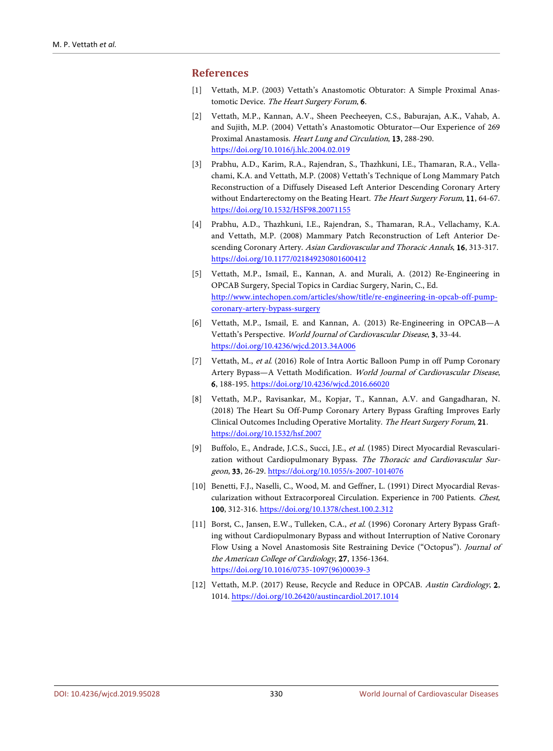## References

[1] Vettath, M.P. (2003) Vettath's Anastomotic Obturator: A Simple Proximal Anastomotic Device. *The Heart Surgery Forum*, **6**.

[2] Vettath, M.P., Kannan, A.V., Sheen Peecheeyen, C.S., Baburajan, A.K., Vahab, A. and Sujith, M.P. (2004) Vettath's Anastomotic Obturator—Our Experience of 269 Proximal Anastamosis. *Heart Lung and Circulation*, **13**, 288-290. https://doi.org/10.1016/j.hlc.2004.02.019

[3] Prabhu, A.D., Karim, R.A., Rajendran, S., Thazhkuni, I.E., Thamaran, R.A., Vellachami, K.A. and Vettath, M.P. (2008) Vettath's Technique of Long Mammary Patch Reconstruction of a Diffusely Diseased Left Anterior Descending Coronary Artery without Endarterectomy on the Beating Heart. *The Heart Surgery Forum*, **11**, 64-67. https://doi.org/10.1532/HSF98.20071155

[4] Prabhu, A.D., Thazhkuni, I.E., Rajendran, S., Thamaran, R.A., Vellachamy, K.A. and Vettath, M.P. (2008) Mammary Patch Reconstruction of Left Anterior Descending Coronary Artery. *Asian Cardiovascular and Thoracic Annals*, **16**, 313-317. https://doi.org/10.1177/021849230801600412

[5] Vettath, M.P., Ismail, E., Kannan, A. and Murali, A. (2012) Re-Engineering in OPCAB Surgery, Special Topics in Cardiac Surgery, Narin, C., Ed. http://www.intechopen.com/articles/show/title/re-engineering-in-opcab-off-pump-coronary-artery-bypass-surgery

[6] Vettath, M.P., Ismail, E. and Kannan, A. (2013) Re-Engineering in OPCAB—A Vettath's Perspective. *World Journal of Cardiovascular Disease*, **3**, 33-44. https://doi.org/10.4236/wjcd.2013.34A006

[7] Vettath, M., *et al*. (2016) Role of Intra Aortic Balloon Pump in off Pump Coronary Artery Bypass—A Vettath Modification. *World Journal of Cardiovascular Disease*, **6**, 188-195. https://doi.org/10.4236/wjcd.2016.66020

[8] Vettath, M.P., Ravisankar, M., Kopjar, T., Kannan, A.V. and Gangadharan, N. (2018) The Heart Su Off-Pump Coronary Artery Bypass Grafting Improves Early Clinical Outcomes Including Operative Mortality. *The Heart Surgery Forum*, **21**. https://doi.org/10.1532/hsf.2007

[9] Buffolo, E., Andrade, J.C.S., Succi, J.E., *et al*. (1985) Direct Myocardial Revascularization without Cardiopulmonary Bypass. *The Thoracic and Cardiovascular Surgeon*, **33**, 26-29. https://doi.org/10.1055/s-2007-1014076

[10] Benetti, F.J., Naselli, C., Wood, M. and Geffner, L. (1991) Direct Myocardial Revascularization without Extracorporeal Circulation. Experience in 700 Patients. *Chest*, **100**, 312-316. https://doi.org/10.1378/chest.100.2.312

[11] Borst, C., Jansen, E.W., Tulleken, C.A., *et al*. (1996) Coronary Artery Bypass Grafting without Cardiopulmonary Bypass and without Interruption of Native Coronary Flow Using a Novel Anastomosis Site Restraining Device ("Octopus"). *Journal of the American College of Cardiology*, **27**, 1356-1364. https://doi.org/10.1016/0735-1097(96)00039-3

[12] Vettath, M.P. (2017) Reuse, Recycle and Reduce in OPCAB. *Austin Cardiology*, **2**, 1014. https://doi.org/10.26420/austincardiol.2017.1014